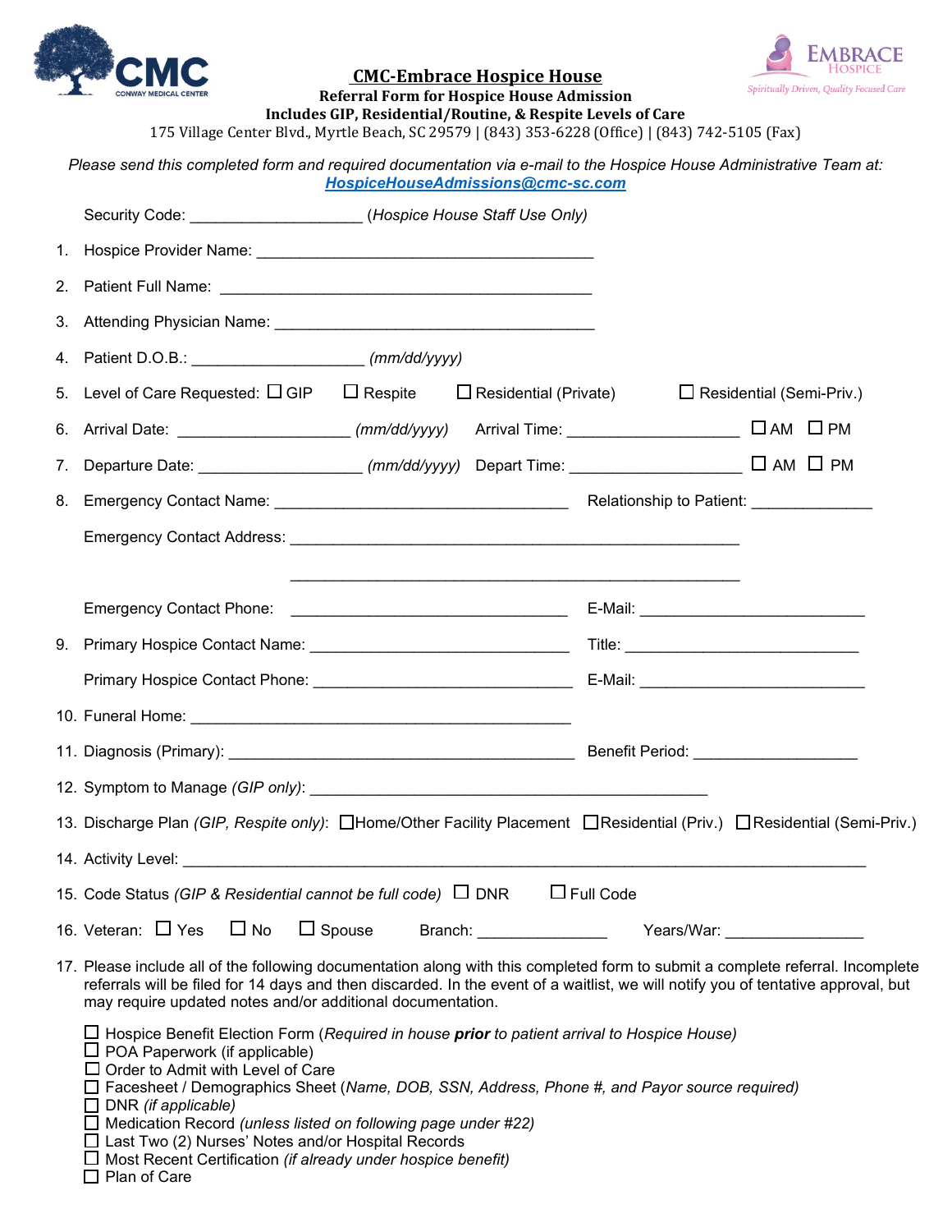# CMC-Embrace Hospice House

**Referral Form for Hospice House Admission**

**Includes GIP, Residential/Routine, & Respite Levels of Care**

175 Village Center Blvd., Myrtle Beach, SC 29579 | (843) 353-6228 (Office) | (843) 742-5105 (Fax)

*Please send this completed form and required documentation via e-mail to the Hospice House Administrative Team at:* ***HospiceHouseAdmissions@cmc-sc.com***

Security Code: ____________________ (*Hospice House Staff Use Only)*

1. Hospice Provider Name: ________________________________________
2. Patient Full Name: ____________________________________________
3. Attending Physician Name: ______________________________________
4. Patient D.O.B.: ____________________ *(mm/dd/yyyy)*
5. Level of Care Requested: ☐ GIP ☐ Respite ☐ Residential (Private) ☐ Residential (Semi-Priv.)
6. Arrival Date: ____________________ *(mm/dd/yyyy)* Arrival Time: ____________________ ☐ AM ☐ PM
7. Departure Date: ___________________ *(mm/dd/yyyy)* Depart Time: ____________________ ☐ AM ☐ PM
8. Emergency Contact Name: __________________________________ Relationship to Patient: ______________

   Emergency Contact Address: ______________________________________________________

   ______________________________________________________

   Emergency Contact Phone: _________________________________ E-Mail: __________________________
9. Primary Hospice Contact Name: ______________________________ Title: ___________________________

   Primary Hospice Contact Phone: ______________________________ E-Mail: __________________________
10. Funeral Home: ____________________________________________
11. Diagnosis (Primary): ________________________________________ Benefit Period: ___________________
12. Symptom to Manage *(GIP only)*: ______________________________________________
13. Discharge Plan *(GIP, Respite only)*: ☐Home/Other Facility Placement ☐Residential (Priv.) ☐Residential (Semi-Priv.)
14. Activity Level: ______________________________________________________________________________
15. Code Status *(GIP & Residential cannot be full code)* ☐ DNR ☐ Full Code
16. Veteran: ☐ Yes ☐ No ☐ Spouse Branch: _______________ Years/War: ________________
17. Please include all of the following documentation along with this completed form to submit a complete referral. Incomplete referrals will be filed for 14 days and then discarded. In the event of a waitlist, we will notify you of tentative approval, but may require updated notes and/or additional documentation.

    ☐ Hospice Benefit Election Form (*Required in house **prior** to patient arrival to Hospice House)*
    ☐ POA Paperwork (if applicable)
    ☐ Order to Admit with Level of Care
    ☐ Facesheet / Demographics Sheet (*Name, DOB, SSN, Address, Phone #, and Payor source required)*
    ☐ DNR *(if applicable)*
    ☐ Medication Record *(unless listed on following page under #22)*
    ☐ Last Two (2) Nurses' Notes and/or Hospital Records
    ☐ Most Recent Certification *(if already under hospice benefit)*
    ☐ Plan of Care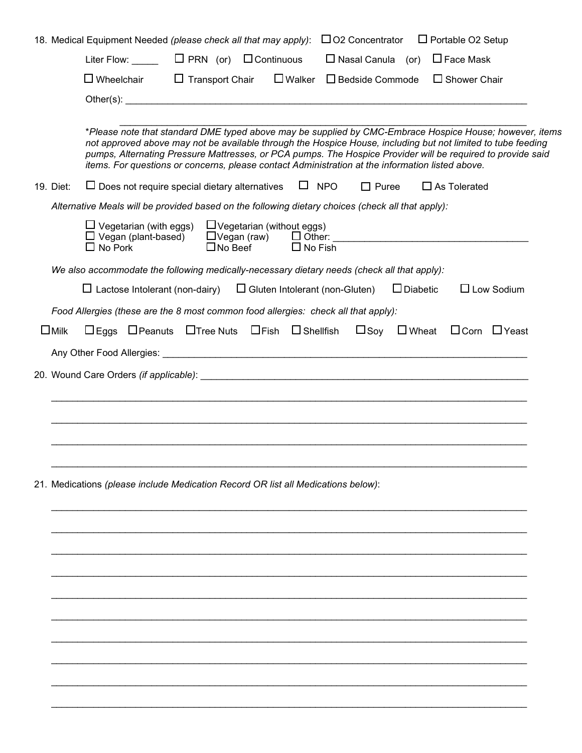18. Medical Equipment Needed *(please check all that may apply)*: ☐ O2 Concentrator ☐ Portable O2 Setup

    Liter Flow: _____ ☐ PRN (or) ☐ Continuous ☐ Nasal Canula (or) ☐ Face Mask

    ☐ Wheelchair ☐ Transport Chair ☐ Walker ☐ Bedside Commode ☐ Shower Chair

    Other(s): ______________________________________________________________________________

    ______________________________________________________________________________

    **Please note that standard DME typed above may be supplied by CMC-Embrace Hospice House; however, items not approved above may not be available through the Hospice House, including but not limited to tube feeding pumps, Alternating Pressure Mattresses, or PCA pumps. The Hospice Provider will be required to provide said items. For questions or concerns, please contact Administration at the information listed above.*

19. Diet: ☐ Does not require special dietary alternatives ☐ NPO ☐ Puree ☐ As Tolerated

    *Alternative Meals will be provided based on the following dietary choices (check all that apply):*

    ☐ Vegetarian (with eggs) ☐ Vegetarian (without eggs)
    ☐ Vegan (plant-based) ☐ Vegan (raw) ☐ Other: ______________________________________
    ☐ No Pork ☐ No Beef ☐ No Fish

    *We also accommodate the following medically-necessary dietary needs (check all that apply):*

    ☐ Lactose Intolerant (non-dairy) ☐ Gluten Intolerant (non-Gluten) ☐ Diabetic ☐ Low Sodium

    *Food Allergies (these are the 8 most common food allergies: check all that apply):*

    ☐ Milk ☐ Eggs ☐ Peanuts ☐ Tree Nuts ☐ Fish ☐ Shellfish ☐ Soy ☐ Wheat ☐ Corn ☐ Yeast

    Any Other Food Allergies: ______________________________________________________________________

20. Wound Care Orders *(if applicable)*: ______________________________________________________________

    ______________________________________________________________________________

    ______________________________________________________________________________

    ______________________________________________________________________________

    ______________________________________________________________________________

21. Medications *(please include Medication Record OR list all Medications below)*:

    ______________________________________________________________________________

    ______________________________________________________________________________

    ______________________________________________________________________________

    ______________________________________________________________________________

    ______________________________________________________________________________

    ______________________________________________________________________________

    ______________________________________________________________________________

    ______________________________________________________________________________

    ______________________________________________________________________________

    ______________________________________________________________________________